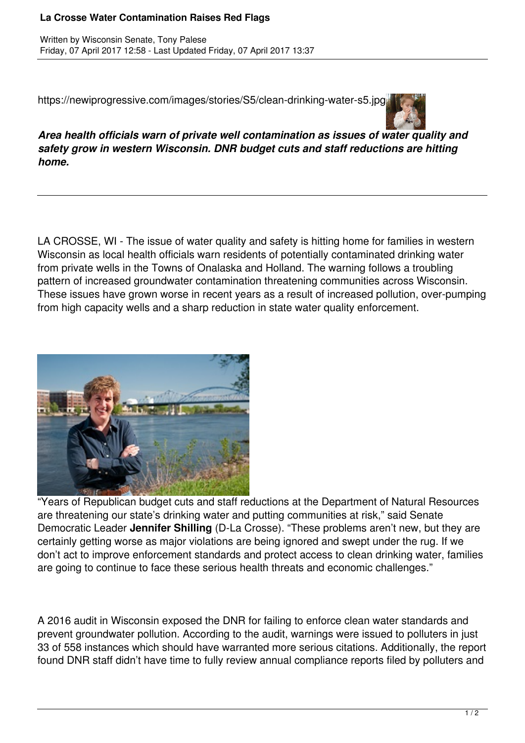# La Crosse Water Contamination Raises Red Flags

Written by Wisconsin Senate, Tony Palese
Friday, 07 April 2017 12:58 - Last Updated Friday, 07 April 2017 13:37

https://newiprogressive.com/images/stories/S5/clean-drinking-water-s5.jpg

***Area health officials warn of private well contamination as issues of water quality and safety grow in western Wisconsin. DNR budget cuts and staff reductions are hitting home.***

---

LA CROSSE, WI - The issue of water quality and safety is hitting home for families in western Wisconsin as local health officials warn residents of potentially contaminated drinking water from private wells in the Towns of Onalaska and Holland. The warning follows a troubling pattern of increased groundwater contamination threatening communities across Wisconsin. These issues have grown worse in recent years as a result of increased pollution, over-pumping from high capacity wells and a sharp reduction in state water quality enforcement.

"Years of Republican budget cuts and staff reductions at the Department of Natural Resources are threatening our state's drinking water and putting communities at risk," said Senate Democratic Leader **Jennifer Shilling** (D-La Crosse). "These problems aren't new, but they are certainly getting worse as major violations are being ignored and swept under the rug. If we don't act to improve enforcement standards and protect access to clean drinking water, families are going to continue to face these serious health threats and economic challenges."

A 2016 audit in Wisconsin exposed the DNR for failing to enforce clean water standards and prevent groundwater pollution. According to the audit, warnings were issued to polluters in just 33 of 558 instances which should have warranted more serious citations. Additionally, the report found DNR staff didn't have time to fully review annual compliance reports filed by polluters and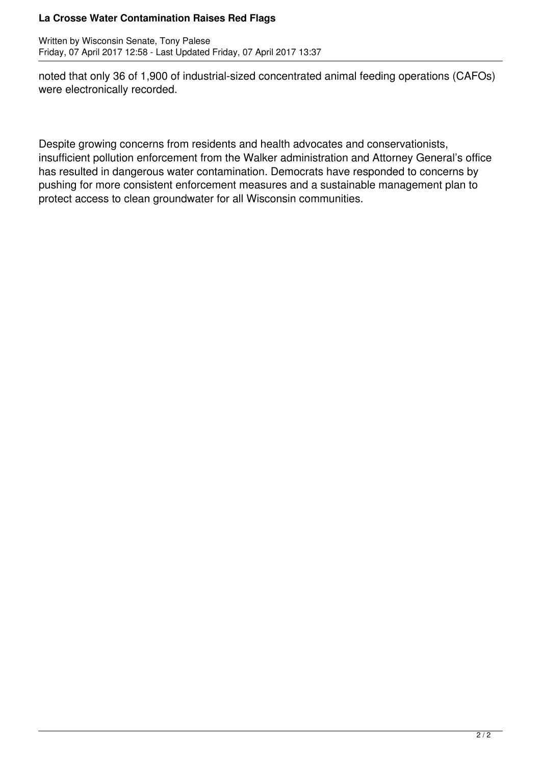noted that only 36 of 1,900 of industrial-sized concentrated animal feeding operations (CAFOs) were electronically recorded.

Despite growing concerns from residents and health advocates and conservationists, insufficient pollution enforcement from the Walker administration and Attorney General's office has resulted in dangerous water contamination. Democrats have responded to concerns by pushing for more consistent enforcement measures and a sustainable management plan to protect access to clean groundwater for all Wisconsin communities.